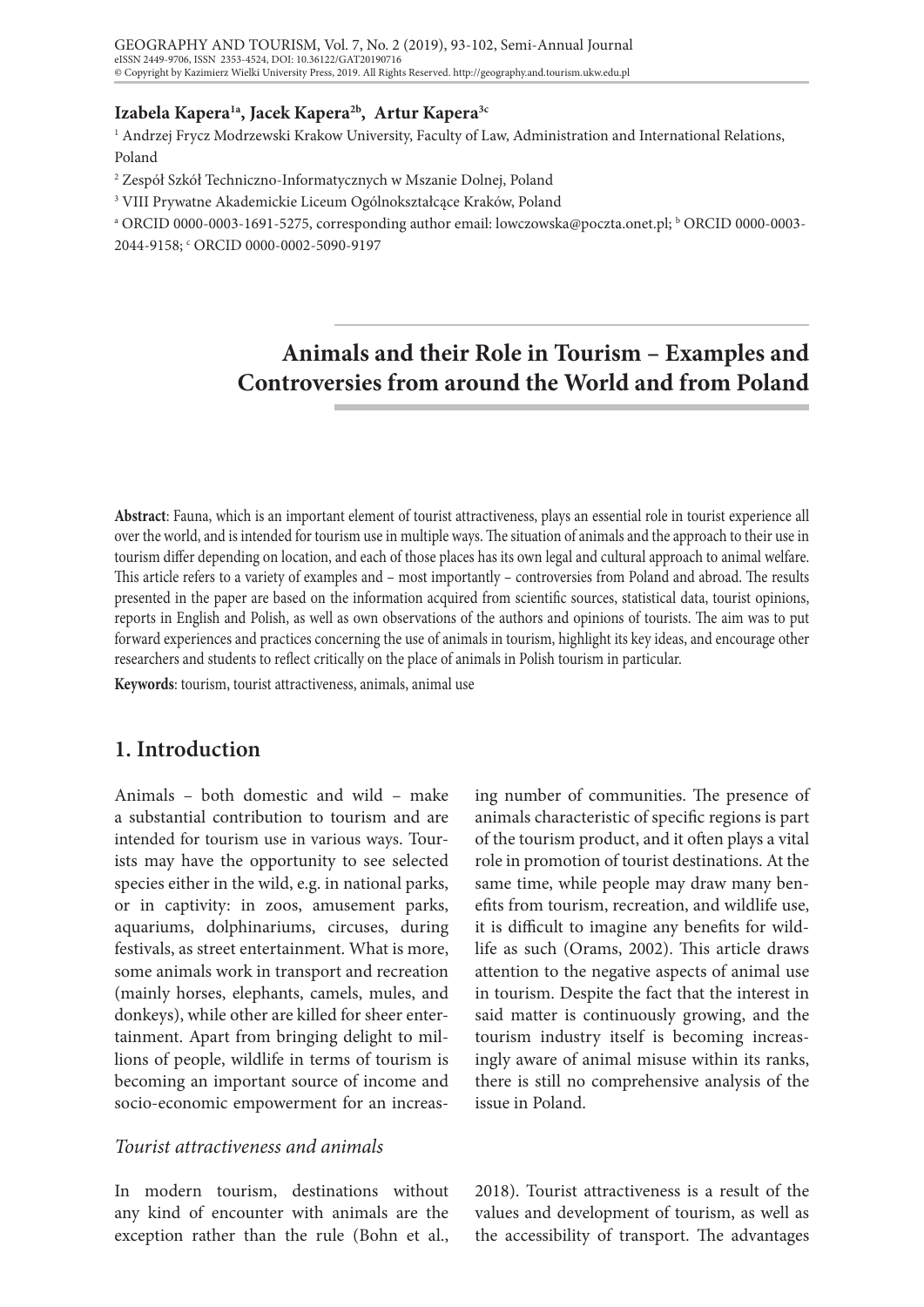GEOGRAPHY AND TOURISM, Vol. 7, No. 2 (2019), 93-102, Semi-Annual Journal
eISSN 2449-9706, ISSN 2353-4524, DOI: 10.36122/GAT20190716
© Copyright by Kazimierz Wielki University Press, 2019. All Rights Reserved. http://geography.and.tourism.ukw.edu.pl

**Izabela Kapera[1a], Jacek Kapera[2b], Artur Kapera[3c]**

[1] Andrzej Frycz Modrzewski Krakow University, Faculty of Law, Administration and International Relations, Poland

[2] Zespół Szkół Techniczno-Informatycznych w Mszanie Dolnej, Poland

[3] VIII Prywatne Akademickie Liceum Ogólnokształcące Kraków, Poland

[a] ORCID 0000-0003-1691-5275, corresponding author email: lowczowska@poczta.onet.pl; [b] ORCID 0000-0003-2044-9158; [c] ORCID 0000-0002-5090-9197

# Animals and their Role in Tourism – Examples and Controversies from around the World and from Poland

**Abstract**: Fauna, which is an important element of tourist attractiveness, plays an essential role in tourist experience all over the world, and is intended for tourism use in multiple ways. The situation of animals and the approach to their use in tourism differ depending on location, and each of those places has its own legal and cultural approach to animal welfare. This article refers to a variety of examples and – most importantly – controversies from Poland and abroad. The results presented in the paper are based on the information acquired from scientific sources, statistical data, tourist opinions, reports in English and Polish, as well as own observations of the authors and opinions of tourists. The aim was to put forward experiences and practices concerning the use of animals in tourism, highlight its key ideas, and encourage other researchers and students to reflect critically on the place of animals in Polish tourism in particular.

**Keywords**: tourism, tourist attractiveness, animals, animal use

## 1. Introduction

Animals – both domestic and wild – make a substantial contribution to tourism and are intended for tourism use in various ways. Tourists may have the opportunity to see selected species either in the wild, e.g. in national parks, or in captivity: in zoos, amusement parks, aquariums, dolphinariums, circuses, during festivals, as street entertainment. What is more, some animals work in transport and recreation (mainly horses, elephants, camels, mules, and donkeys), while other are killed for sheer entertainment. Apart from bringing delight to millions of people, wildlife in terms of tourism is becoming an important source of income and socio-economic empowerment for an increasing number of communities. The presence of animals characteristic of specific regions is part of the tourism product, and it often plays a vital role in promotion of tourist destinations. At the same time, while people may draw many benefits from tourism, recreation, and wildlife use, it is difficult to imagine any benefits for wildlife as such (Orams, 2002). This article draws attention to the negative aspects of animal use in tourism. Despite the fact that the interest in said matter is continuously growing, and the tourism industry itself is becoming increasingly aware of animal misuse within its ranks, there is still no comprehensive analysis of the issue in Poland.

### *Tourist attractiveness and animals*

In modern tourism, destinations without any kind of encounter with animals are the exception rather than the rule (Bohn et al., 2018). Tourist attractiveness is a result of the values and development of tourism, as well as the accessibility of transport. The advantages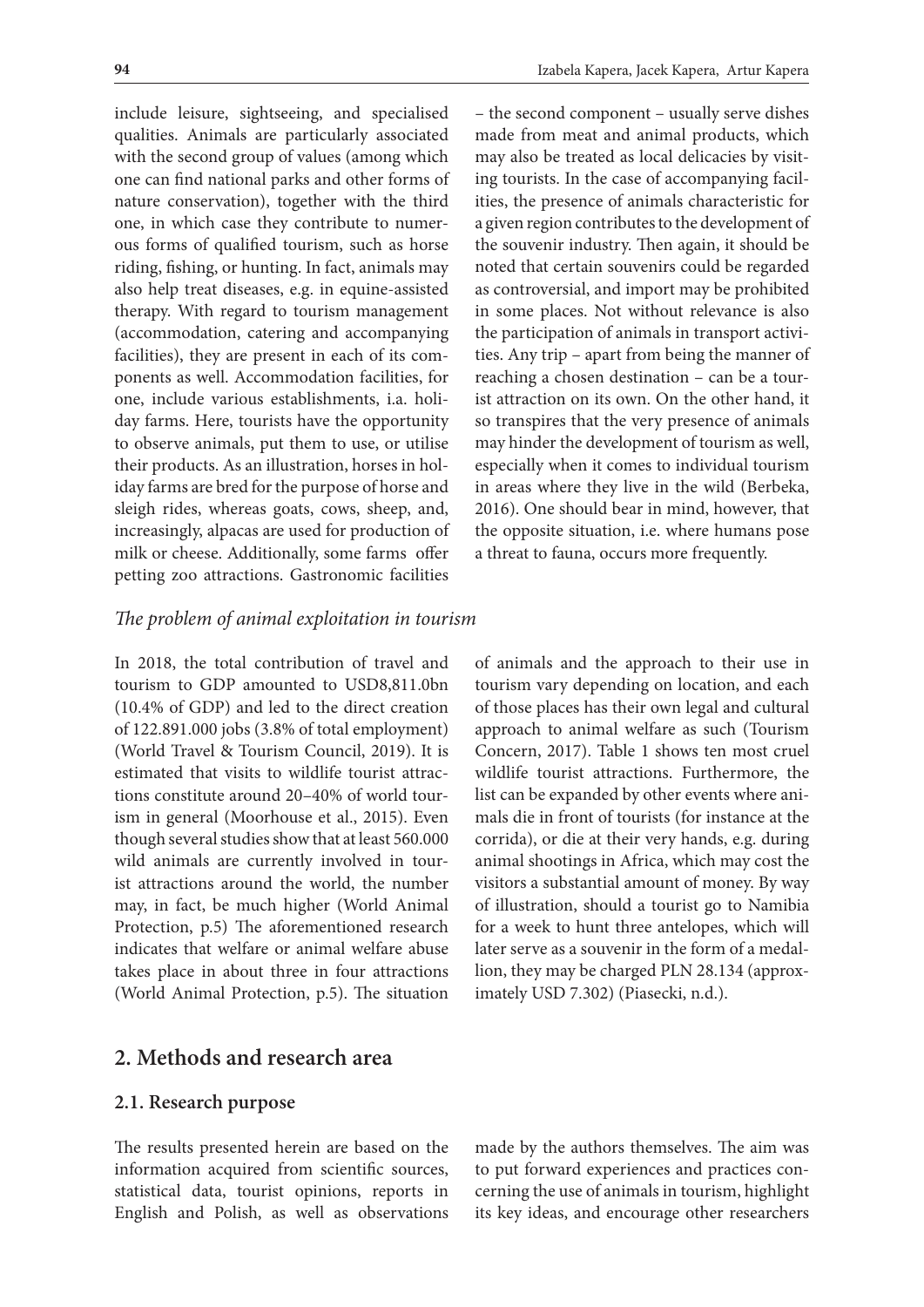include leisure, sightseeing, and specialised qualities. Animals are particularly associated with the second group of values (among which one can find national parks and other forms of nature conservation), together with the third one, in which case they contribute to numerous forms of qualified tourism, such as horse riding, fishing, or hunting. In fact, animals may also help treat diseases, e.g. in equine-assisted therapy. With regard to tourism management (accommodation, catering and accompanying facilities), they are present in each of its components as well. Accommodation facilities, for one, include various establishments, i.a. holiday farms. Here, tourists have the opportunity to observe animals, put them to use, or utilise their products. As an illustration, horses in holiday farms are bred for the purpose of horse and sleigh rides, whereas goats, cows, sheep, and, increasingly, alpacas are used for production of milk or cheese. Additionally, some farms offer petting zoo attractions. Gastronomic facilities – the second component – usually serve dishes made from meat and animal products, which may also be treated as local delicacies by visiting tourists. In the case of accompanying facilities, the presence of animals characteristic for a given region contributes to the development of the souvenir industry. Then again, it should be noted that certain souvenirs could be regarded as controversial, and import may be prohibited in some places. Not without relevance is also the participation of animals in transport activities. Any trip – apart from being the manner of reaching a chosen destination – can be a tourist attraction on its own. On the other hand, it so transpires that the very presence of animals may hinder the development of tourism as well, especially when it comes to individual tourism in areas where they live in the wild (Berbeka, 2016). One should bear in mind, however, that the opposite situation, i.e. where humans pose a threat to fauna, occurs more frequently.

*The problem of animal exploitation in tourism*

In 2018, the total contribution of travel and tourism to GDP amounted to USD8,811.0bn (10.4% of GDP) and led to the direct creation of 122.891.000 jobs (3.8% of total employment) (World Travel & Tourism Council, 2019). It is estimated that visits to wildlife tourist attractions constitute around 20–40% of world tourism in general (Moorhouse et al., 2015). Even though several studies show that at least 560.000 wild animals are currently involved in tourist attractions around the world, the number may, in fact, be much higher (World Animal Protection, p.5) The aforementioned research indicates that welfare or animal welfare abuse takes place in about three in four attractions (World Animal Protection, p.5). The situation of animals and the approach to their use in tourism vary depending on location, and each of those places has their own legal and cultural approach to animal welfare as such (Tourism Concern, 2017). Table 1 shows ten most cruel wildlife tourist attractions. Furthermore, the list can be expanded by other events where animals die in front of tourists (for instance at the corrida), or die at their very hands, e.g. during animal shootings in Africa, which may cost the visitors a substantial amount of money. By way of illustration, should a tourist go to Namibia for a week to hunt three antelopes, which will later serve as a souvenir in the form of a medallion, they may be charged PLN 28.134 (approximately USD 7.302) (Piasecki, n.d.).

## 2. Methods and research area

### 2.1. Research purpose

The results presented herein are based on the information acquired from scientific sources, statistical data, tourist opinions, reports in English and Polish, as well as observations made by the authors themselves. The aim was to put forward experiences and practices concerning the use of animals in tourism, highlight its key ideas, and encourage other researchers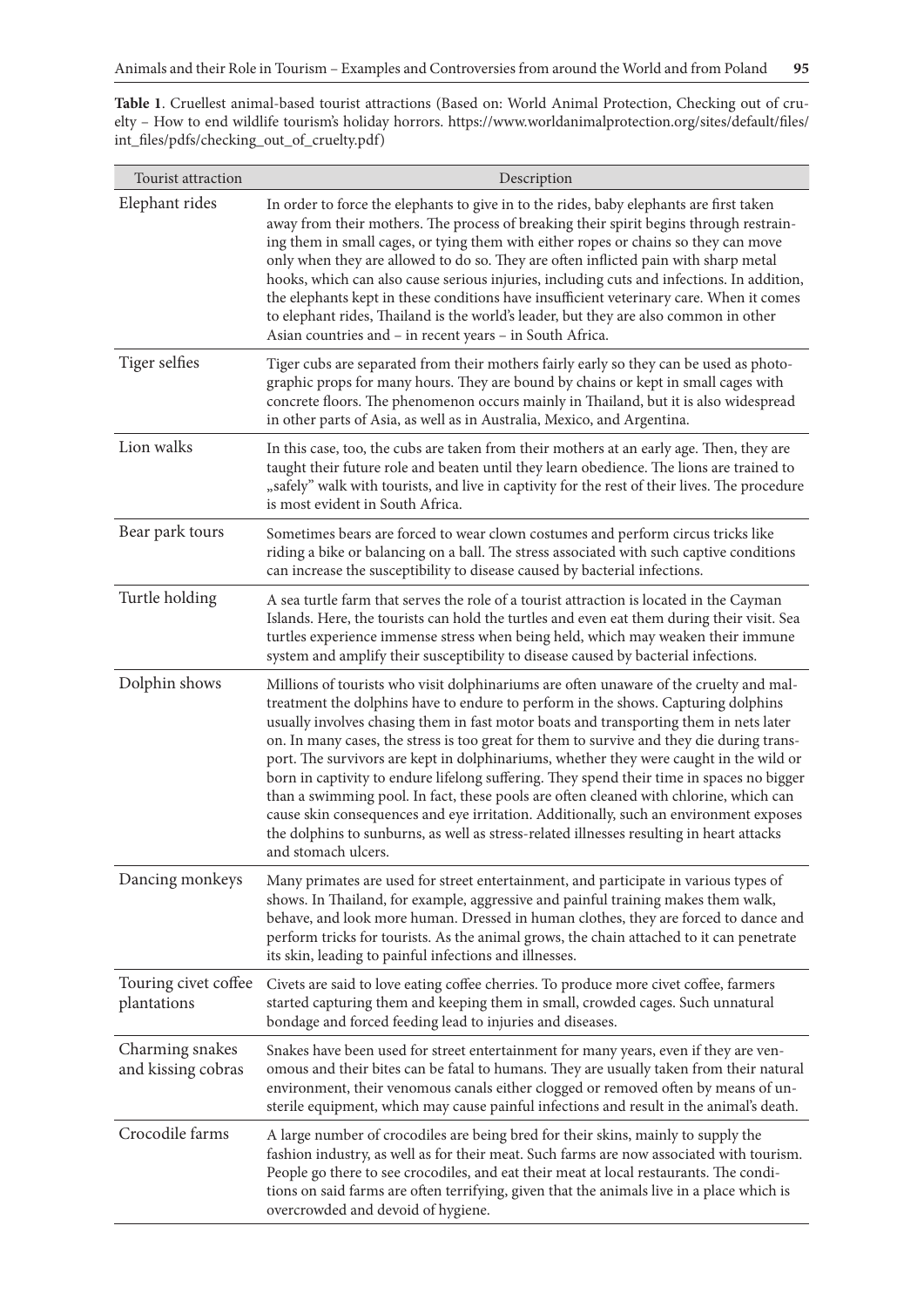**Table 1**. Cruellest animal-based tourist attractions (Based on: World Animal Protection, Checking out of cruelty – How to end wildlife tourism's holiday horrors. https://www.worldanimalprotection.org/sites/default/files/int_files/pdfs/checking_out_of_cruelty.pdf)

| Tourist attraction | Description |
|---|---|
| Elephant rides | In order to force the elephants to give in to the rides, baby elephants are first taken away from their mothers. The process of breaking their spirit begins through restraining them in small cages, or tying them with either ropes or chains so they can move only when they are allowed to do so. They are often inflicted pain with sharp metal hooks, which can also cause serious injuries, including cuts and infections. In addition, the elephants kept in these conditions have insufficient veterinary care. When it comes to elephant rides, Thailand is the world's leader, but they are also common in other Asian countries and – in recent years – in South Africa. |
| Tiger selfies | Tiger cubs are separated from their mothers fairly early so they can be used as photographic props for many hours. They are bound by chains or kept in small cages with concrete floors. The phenomenon occurs mainly in Thailand, but it is also widespread in other parts of Asia, as well as in Australia, Mexico, and Argentina. |
| Lion walks | In this case, too, the cubs are taken from their mothers at an early age. Then, they are taught their future role and beaten until they learn obedience. The lions are trained to „safely" walk with tourists, and live in captivity for the rest of their lives. The procedure is most evident in South Africa. |
| Bear park tours | Sometimes bears are forced to wear clown costumes and perform circus tricks like riding a bike or balancing on a ball. The stress associated with such captive conditions can increase the susceptibility to disease caused by bacterial infections. |
| Turtle holding | A sea turtle farm that serves the role of a tourist attraction is located in the Cayman Islands. Here, the tourists can hold the turtles and even eat them during their visit. Sea turtles experience immense stress when being held, which may weaken their immune system and amplify their susceptibility to disease caused by bacterial infections. |
| Dolphin shows | Millions of tourists who visit dolphinariums are often unaware of the cruelty and maltreatment the dolphins have to endure to perform in the shows. Capturing dolphins usually involves chasing them in fast motor boats and transporting them in nets later on. In many cases, the stress is too great for them to survive and they die during transport. The survivors are kept in dolphinariums, whether they were caught in the wild or born in captivity to endure lifelong suffering. They spend their time in spaces no bigger than a swimming pool. In fact, these pools are often cleaned with chlorine, which can cause skin consequences and eye irritation. Additionally, such an environment exposes the dolphins to sunburns, as well as stress-related illnesses resulting in heart attacks and stomach ulcers. |
| Dancing monkeys | Many primates are used for street entertainment, and participate in various types of shows. In Thailand, for example, aggressive and painful training makes them walk, behave, and look more human. Dressed in human clothes, they are forced to dance and perform tricks for tourists. As the animal grows, the chain attached to it can penetrate its skin, leading to painful infections and illnesses. |
| Touring civet coffee plantations | Civets are said to love eating coffee cherries. To produce more civet coffee, farmers started capturing them and keeping them in small, crowded cages. Such unnatural bondage and forced feeding lead to injuries and diseases. |
| Charming snakes and kissing cobras | Snakes have been used for street entertainment for many years, even if they are venomous and their bites can be fatal to humans. They are usually taken from their natural environment, their venomous canals either clogged or removed often by means of unsterile equipment, which may cause painful infections and result in the animal's death. |
| Crocodile farms | A large number of crocodiles are being bred for their skins, mainly to supply the fashion industry, as well as for their meat. Such farms are now associated with tourism. People go there to see crocodiles, and eat their meat at local restaurants. The conditions on said farms are often terrifying, given that the animals live in a place which is overcrowded and devoid of hygiene. |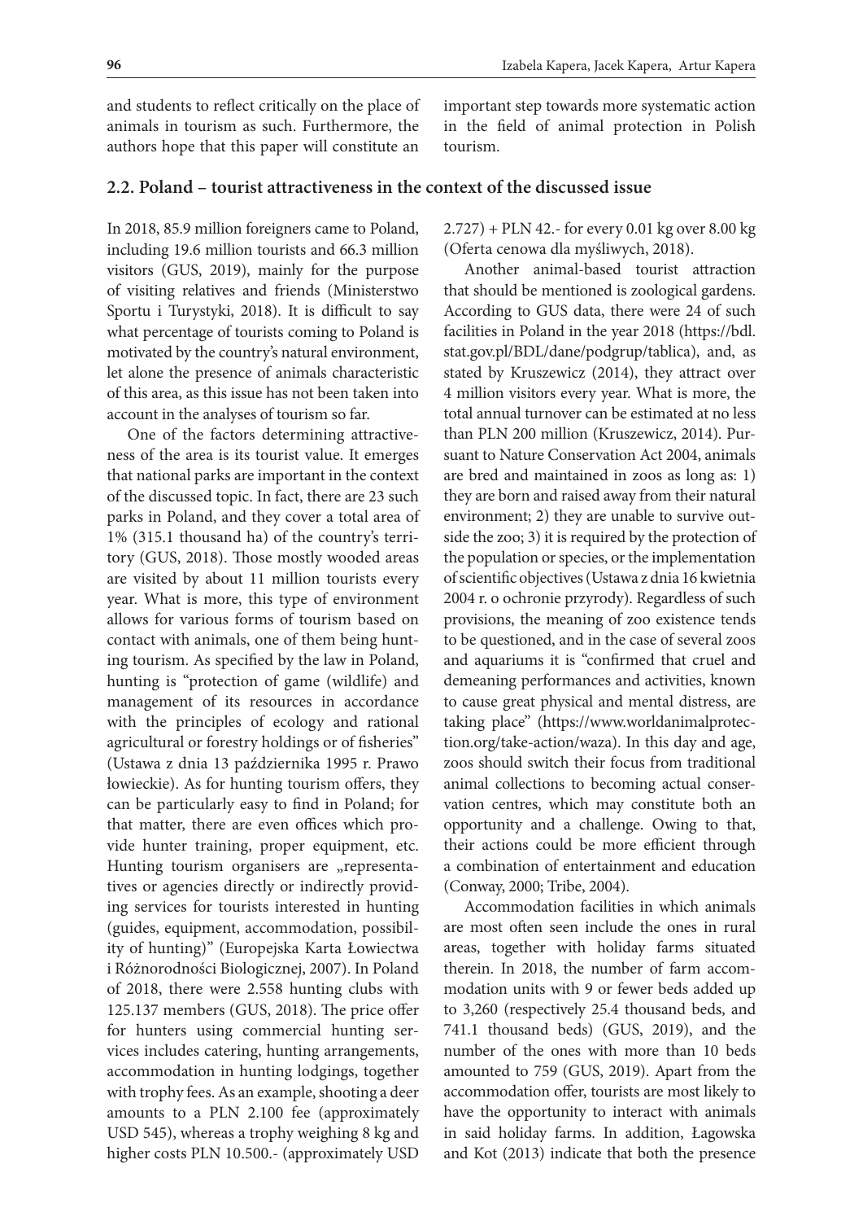and students to reflect critically on the place of animals in tourism as such. Furthermore, the authors hope that this paper will constitute an important step towards more systematic action in the field of animal protection in Polish tourism.

## 2.2. Poland – tourist attractiveness in the context of the discussed issue

In 2018, 85.9 million foreigners came to Poland, including 19.6 million tourists and 66.3 million visitors (GUS, 2019), mainly for the purpose of visiting relatives and friends (Ministerstwo Sportu i Turystyki, 2018). It is difficult to say what percentage of tourists coming to Poland is motivated by the country's natural environment, let alone the presence of animals characteristic of this area, as this issue has not been taken into account in the analyses of tourism so far.

One of the factors determining attractiveness of the area is its tourist value. It emerges that national parks are important in the context of the discussed topic. In fact, there are 23 such parks in Poland, and they cover a total area of 1% (315.1 thousand ha) of the country's territory (GUS, 2018). Those mostly wooded areas are visited by about 11 million tourists every year. What is more, this type of environment allows for various forms of tourism based on contact with animals, one of them being hunting tourism. As specified by the law in Poland, hunting is "protection of game (wildlife) and management of its resources in accordance with the principles of ecology and rational agricultural or forestry holdings or of fisheries" (Ustawa z dnia 13 października 1995 r. Prawo łowieckie). As for hunting tourism offers, they can be particularly easy to find in Poland; for that matter, there are even offices which provide hunter training, proper equipment, etc. Hunting tourism organisers are „representatives or agencies directly or indirectly providing services for tourists interested in hunting (guides, equipment, accommodation, possibility of hunting)" (Europejska Karta Łowiectwa i Różnorodności Biologicznej, 2007). In Poland of 2018, there were 2.558 hunting clubs with 125.137 members (GUS, 2018). The price offer for hunters using commercial hunting services includes catering, hunting arrangements, accommodation in hunting lodgings, together with trophy fees. As an example, shooting a deer amounts to a PLN 2.100 fee (approximately USD 545), whereas a trophy weighing 8 kg and higher costs PLN 10.500.- (approximately USD 2.727) + PLN 42.- for every 0.01 kg over 8.00 kg (Oferta cenowa dla myśliwych, 2018).

Another animal-based tourist attraction that should be mentioned is zoological gardens. According to GUS data, there were 24 of such facilities in Poland in the year 2018 (https://bdl.stat.gov.pl/BDL/dane/podgrup/tablica), and, as stated by Kruszewicz (2014), they attract over 4 million visitors every year. What is more, the total annual turnover can be estimated at no less than PLN 200 million (Kruszewicz, 2014). Pursuant to Nature Conservation Act 2004, animals are bred and maintained in zoos as long as: 1) they are born and raised away from their natural environment; 2) they are unable to survive outside the zoo; 3) it is required by the protection of the population or species, or the implementation of scientific objectives (Ustawa z dnia 16 kwietnia 2004 r. o ochronie przyrody). Regardless of such provisions, the meaning of zoo existence tends to be questioned, and in the case of several zoos and aquariums it is "confirmed that cruel and demeaning performances and activities, known to cause great physical and mental distress, are taking place" (https://www.worldanimalprotection.org/take-action/waza). In this day and age, zoos should switch their focus from traditional animal collections to becoming actual conservation centres, which may constitute both an opportunity and a challenge. Owing to that, their actions could be more efficient through a combination of entertainment and education (Conway, 2000; Tribe, 2004).

Accommodation facilities in which animals are most often seen include the ones in rural areas, together with holiday farms situated therein. In 2018, the number of farm accommodation units with 9 or fewer beds added up to 3,260 (respectively 25.4 thousand beds, and 741.1 thousand beds) (GUS, 2019), and the number of the ones with more than 10 beds amounted to 759 (GUS, 2019). Apart from the accommodation offer, tourists are most likely to have the opportunity to interact with animals in said holiday farms. In addition, Łagowska and Kot (2013) indicate that both the presence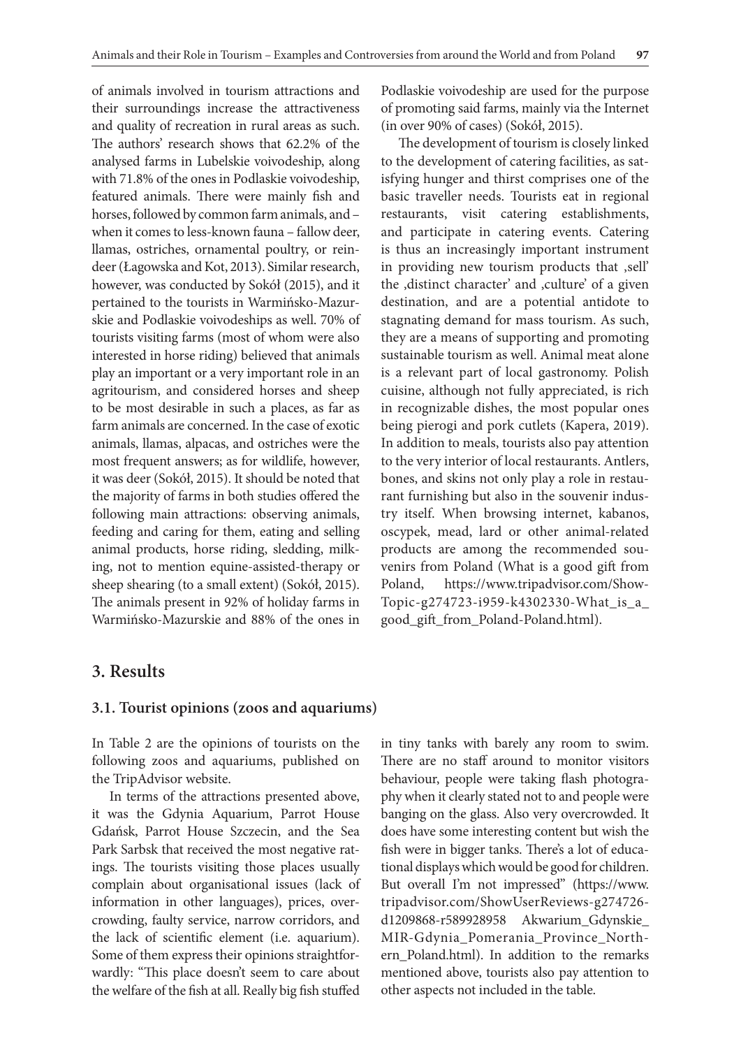of animals involved in tourism attractions and their surroundings increase the attractiveness and quality of recreation in rural areas as such. The authors' research shows that 62.2% of the analysed farms in Lubelskie voivodeship, along with 71.8% of the ones in Podlaskie voivodeship, featured animals. There were mainly fish and horses, followed by common farm animals, and – when it comes to less-known fauna – fallow deer, llamas, ostriches, ornamental poultry, or reindeer (Łagowska and Kot, 2013). Similar research, however, was conducted by Sokół (2015), and it pertained to the tourists in Warmińsko-Mazurskie and Podlaskie voivodeships as well. 70% of tourists visiting farms (most of whom were also interested in horse riding) believed that animals play an important or a very important role in an agritourism, and considered horses and sheep to be most desirable in such a places, as far as farm animals are concerned. In the case of exotic animals, llamas, alpacas, and ostriches were the most frequent answers; as for wildlife, however, it was deer (Sokół, 2015). It should be noted that the majority of farms in both studies offered the following main attractions: observing animals, feeding and caring for them, eating and selling animal products, horse riding, sledding, milking, not to mention equine-assisted-therapy or sheep shearing (to a small extent) (Sokół, 2015). The animals present in 92% of holiday farms in Warmińsko-Mazurskie and 88% of the ones in Podlaskie voivodeship are used for the purpose of promoting said farms, mainly via the Internet (in over 90% of cases) (Sokół, 2015).

The development of tourism is closely linked to the development of catering facilities, as satisfying hunger and thirst comprises one of the basic traveller needs. Tourists eat in regional restaurants, visit catering establishments, and participate in catering events. Catering is thus an increasingly important instrument in providing new tourism products that ‚sell' the ‚distinct character' and ‚culture' of a given destination, and are a potential antidote to stagnating demand for mass tourism. As such, they are a means of supporting and promoting sustainable tourism as well. Animal meat alone is a relevant part of local gastronomy. Polish cuisine, although not fully appreciated, is rich in recognizable dishes, the most popular ones being pierogi and pork cutlets (Kapera, 2019). In addition to meals, tourists also pay attention to the very interior of local restaurants. Antlers, bones, and skins not only play a role in restaurant furnishing but also in the souvenir industry itself. When browsing internet, kabanos, oscypek, mead, lard or other animal-related products are among the recommended souvenirs from Poland (What is a good gift from Poland, https://www.tripadvisor.com/ShowTopic-g274723-i959-k4302330-What_is_a_good_gift_from_Poland-Poland.html).

## 3. Results

### 3.1. Tourist opinions (zoos and aquariums)

In Table 2 are the opinions of tourists on the following zoos and aquariums, published on the TripAdvisor website.

In terms of the attractions presented above, it was the Gdynia Aquarium, Parrot House Gdańsk, Parrot House Szczecin, and the Sea Park Sarbsk that received the most negative ratings. The tourists visiting those places usually complain about organisational issues (lack of information in other languages), prices, overcrowding, faulty service, narrow corridors, and the lack of scientific element (i.e. aquarium). Some of them express their opinions straightforwardly: "This place doesn't seem to care about the welfare of the fish at all. Really big fish stuffed in tiny tanks with barely any room to swim. There are no staff around to monitor visitors behaviour, people were taking flash photography when it clearly stated not to and people were banging on the glass. Also very overcrowded. It does have some interesting content but wish the fish were in bigger tanks. There's a lot of educational displays which would be good for children. But overall I'm not impressed" (https://www.tripadvisor.com/ShowUserReviews-g274726-d1209868-r589928958 Akwarium_Gdynskie_MIR-Gdynia_Pomerania_Province_Northern_Poland.html). In addition to the remarks mentioned above, tourists also pay attention to other aspects not included in the table.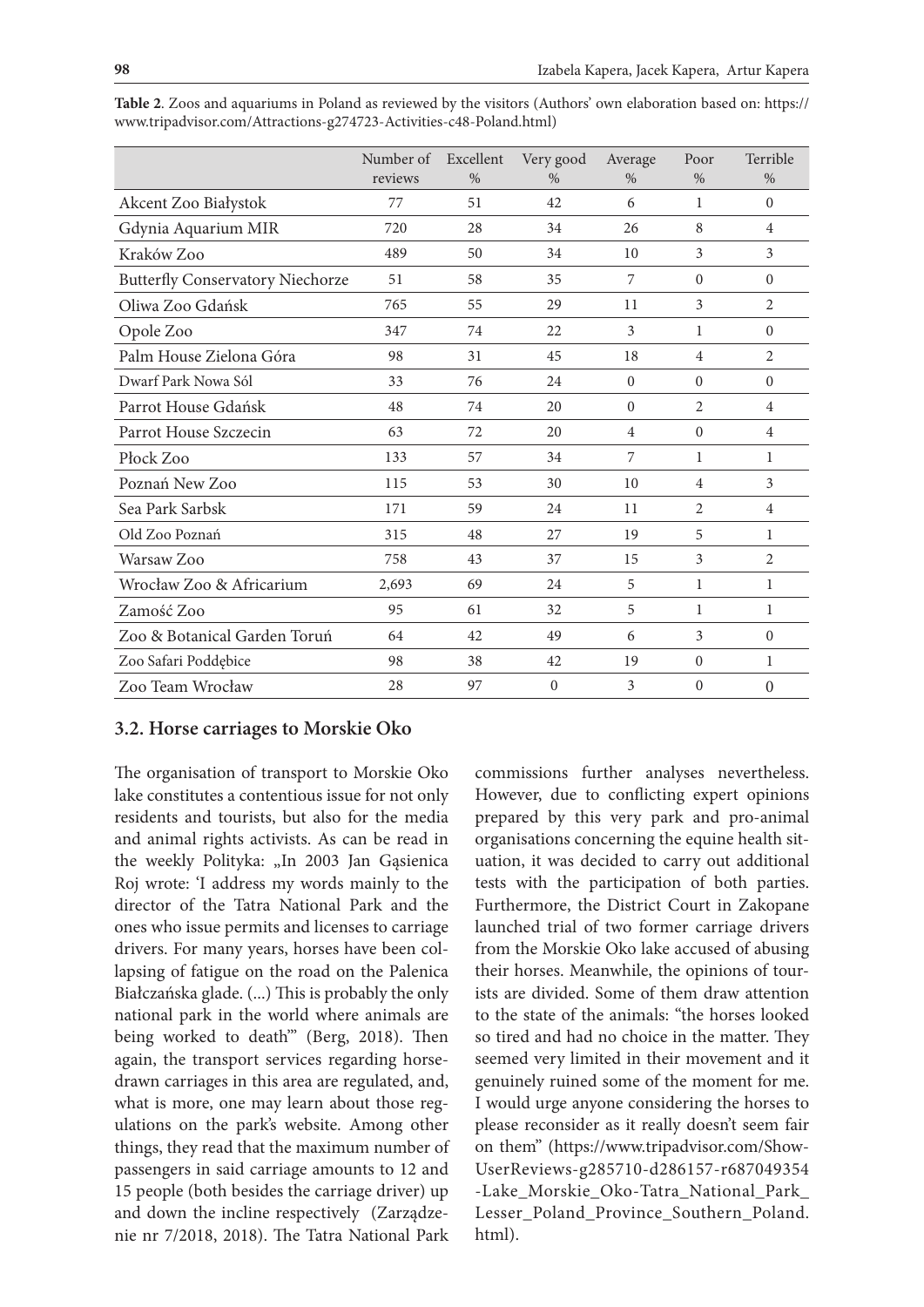**Table 2**. Zoos and aquariums in Poland as reviewed by the visitors (Authors' own elaboration based on: https://www.tripadvisor.com/Attractions-g274723-Activities-c48-Poland.html)

| | Number of reviews | Excellent % | Very good % | Average % | Poor % | Terrible % |
|---|---|---|---|---|---|---|
| Akcent Zoo Białystok | 77 | 51 | 42 | 6 | 1 | 0 |
| Gdynia Aquarium MIR | 720 | 28 | 34 | 26 | 8 | 4 |
| Kraków Zoo | 489 | 50 | 34 | 10 | 3 | 3 |
| Butterfly Conservatory Niechorze | 51 | 58 | 35 | 7 | 0 | 0 |
| Oliwa Zoo Gdańsk | 765 | 55 | 29 | 11 | 3 | 2 |
| Opole Zoo | 347 | 74 | 22 | 3 | 1 | 0 |
| Palm House Zielona Góra | 98 | 31 | 45 | 18 | 4 | 2 |
| Dwarf Park Nowa Sól | 33 | 76 | 24 | 0 | 0 | 0 |
| Parrot House Gdańsk | 48 | 74 | 20 | 0 | 2 | 4 |
| Parrot House Szczecin | 63 | 72 | 20 | 4 | 0 | 4 |
| Płock Zoo | 133 | 57 | 34 | 7 | 1 | 1 |
| Poznań New Zoo | 115 | 53 | 30 | 10 | 4 | 3 |
| Sea Park Sarbsk | 171 | 59 | 24 | 11 | 2 | 4 |
| Old Zoo Poznań | 315 | 48 | 27 | 19 | 5 | 1 |
| Warsaw Zoo | 758 | 43 | 37 | 15 | 3 | 2 |
| Wrocław Zoo & Africarium | 2,693 | 69 | 24 | 5 | 1 | 1 |
| Zamość Zoo | 95 | 61 | 32 | 5 | 1 | 1 |
| Zoo & Botanical Garden Toruń | 64 | 42 | 49 | 6 | 3 | 0 |
| Zoo Safari Poddębice | 98 | 38 | 42 | 19 | 0 | 1 |
| Zoo Team Wrocław | 28 | 97 | 0 | 3 | 0 | 0 |

### 3.2. Horse carriages to Morskie Oko

The organisation of transport to Morskie Oko lake constitutes a contentious issue for not only residents and tourists, but also for the media and animal rights activists. As can be read in the weekly Polityka: „In 2003 Jan Gąsienica Roj wrote: 'I address my words mainly to the director of the Tatra National Park and the ones who issue permits and licenses to carriage drivers. For many years, horses have been collapsing of fatigue on the road on the Palenica Białczańska glade. (...) This is probably the only national park in the world where animals are being worked to death'" (Berg, 2018). Then again, the transport services regarding horse-drawn carriages in this area are regulated, and, what is more, one may learn about those regulations on the park's website. Among other things, they read that the maximum number of passengers in said carriage amounts to 12 and 15 people (both besides the carriage driver) up and down the incline respectively (Zarządzenie nr 7/2018, 2018). The Tatra National Park commissions further analyses nevertheless. However, due to conflicting expert opinions prepared by this very park and pro-animal organisations concerning the equine health situation, it was decided to carry out additional tests with the participation of both parties. Furthermore, the District Court in Zakopane launched trial of two former carriage drivers from the Morskie Oko lake accused of abusing their horses. Meanwhile, the opinions of tourists are divided. Some of them draw attention to the state of the animals: "the horses looked so tired and had no choice in the matter. They seemed very limited in their movement and it genuinely ruined some of the moment for me. I would urge anyone considering the horses to please reconsider as it really doesn't seem fair on them" (https://www.tripadvisor.com/ShowUserReviews-g285710-d286157-r687049354-Lake_Morskie_Oko-Tatra_National_Park_Lesser_Poland_Province_Southern_Poland.html).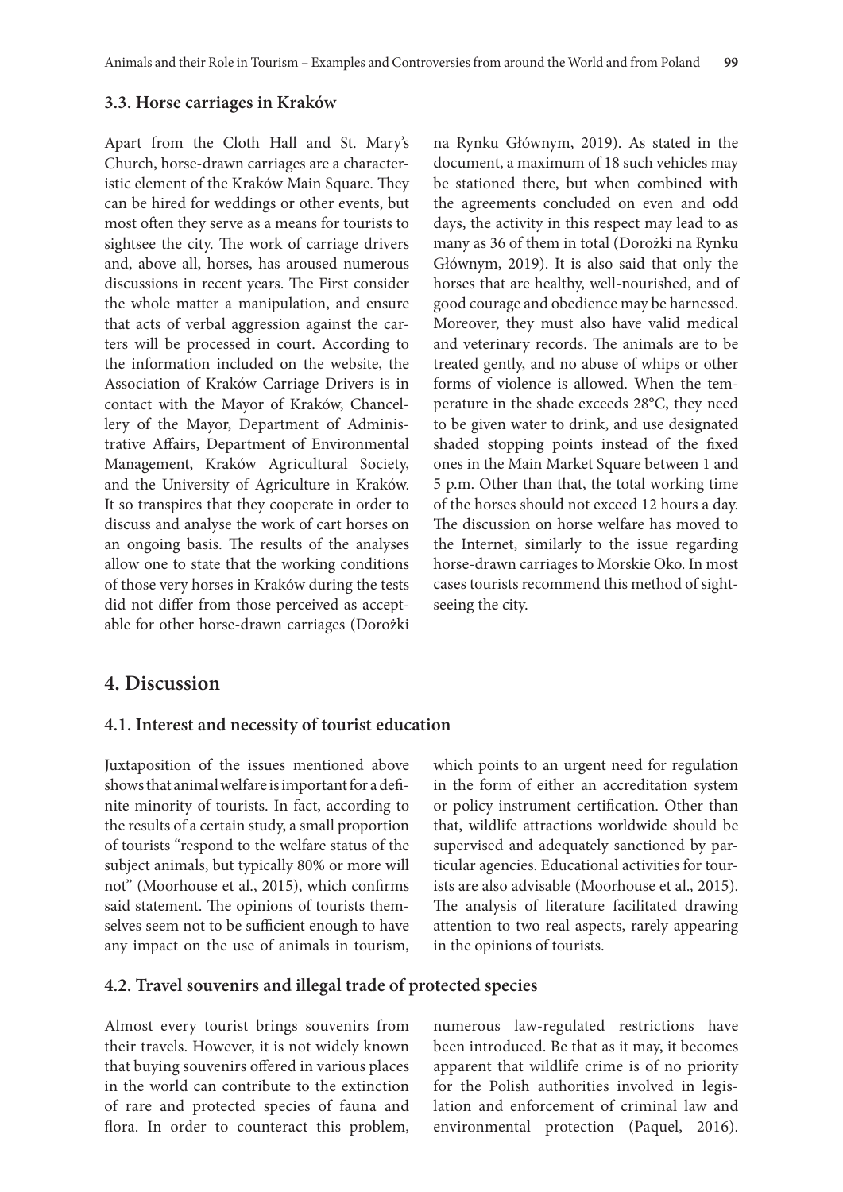### 3.3. Horse carriages in Kraków

Apart from the Cloth Hall and St. Mary's Church, horse-drawn carriages are a characteristic element of the Kraków Main Square. They can be hired for weddings or other events, but most often they serve as a means for tourists to sightsee the city. The work of carriage drivers and, above all, horses, has aroused numerous discussions in recent years. The First consider the whole matter a manipulation, and ensure that acts of verbal aggression against the carters will be processed in court. According to the information included on the website, the Association of Kraków Carriage Drivers is in contact with the Mayor of Kraków, Chancellery of the Mayor, Department of Administrative Affairs, Department of Environmental Management, Kraków Agricultural Society, and the University of Agriculture in Kraków. It so transpires that they cooperate in order to discuss and analyse the work of cart horses on an ongoing basis. The results of the analyses allow one to state that the working conditions of those very horses in Kraków during the tests did not differ from those perceived as acceptable for other horse-drawn carriages (Dorożki na Rynku Głównym, 2019). As stated in the document, a maximum of 18 such vehicles may be stationed there, but when combined with the agreements concluded on even and odd days, the activity in this respect may lead to as many as 36 of them in total (Dorożki na Rynku Głównym, 2019). It is also said that only the horses that are healthy, well-nourished, and of good courage and obedience may be harnessed. Moreover, they must also have valid medical and veterinary records. The animals are to be treated gently, and no abuse of whips or other forms of violence is allowed. When the temperature in the shade exceeds 28°C, they need to be given water to drink, and use designated shaded stopping points instead of the fixed ones in the Main Market Square between 1 and 5 p.m. Other than that, the total working time of the horses should not exceed 12 hours a day. The discussion on horse welfare has moved to the Internet, similarly to the issue regarding horse-drawn carriages to Morskie Oko. In most cases tourists recommend this method of sightseeing the city.

## 4. Discussion

### 4.1. Interest and necessity of tourist education

Juxtaposition of the issues mentioned above shows that animal welfare is important for a definite minority of tourists. In fact, according to the results of a certain study, a small proportion of tourists "respond to the welfare status of the subject animals, but typically 80% or more will not" (Moorhouse et al., 2015), which confirms said statement. The opinions of tourists themselves seem not to be sufficient enough to have any impact on the use of animals in tourism, which points to an urgent need for regulation in the form of either an accreditation system or policy instrument certification. Other than that, wildlife attractions worldwide should be supervised and adequately sanctioned by particular agencies. Educational activities for tourists are also advisable (Moorhouse et al., 2015). The analysis of literature facilitated drawing attention to two real aspects, rarely appearing in the opinions of tourists.

### 4.2. Travel souvenirs and illegal trade of protected species

Almost every tourist brings souvenirs from their travels. However, it is not widely known that buying souvenirs offered in various places in the world can contribute to the extinction of rare and protected species of fauna and flora. In order to counteract this problem, numerous law-regulated restrictions have been introduced. Be that as it may, it becomes apparent that wildlife crime is of no priority for the Polish authorities involved in legislation and enforcement of criminal law and environmental protection (Paquel, 2016).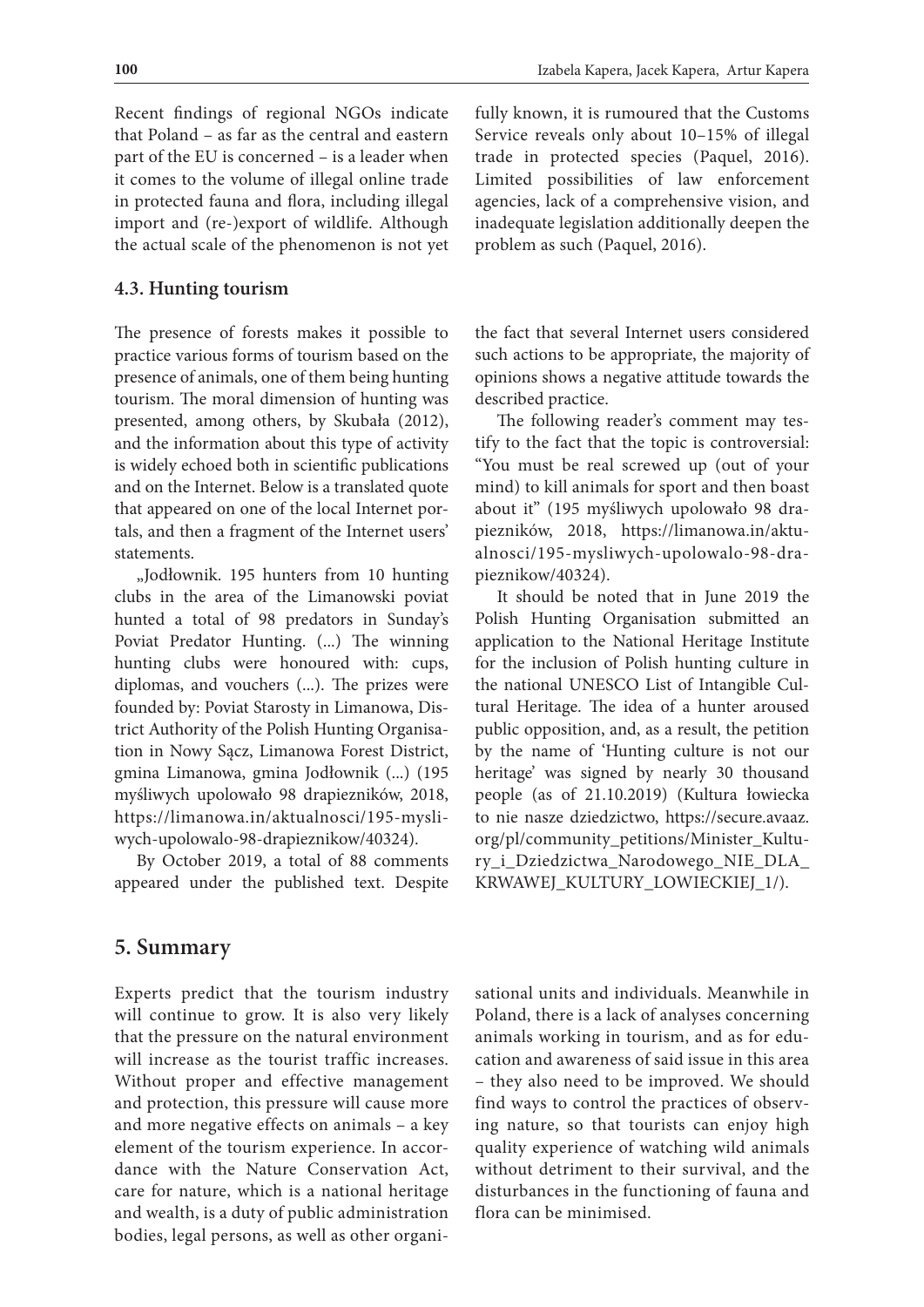Recent findings of regional NGOs indicate that Poland – as far as the central and eastern part of the EU is concerned – is a leader when it comes to the volume of illegal online trade in protected fauna and flora, including illegal import and (re-)export of wildlife. Although the actual scale of the phenomenon is not yet fully known, it is rumoured that the Customs Service reveals only about 10–15% of illegal trade in protected species (Paquel, 2016). Limited possibilities of law enforcement agencies, lack of a comprehensive vision, and inadequate legislation additionally deepen the problem as such (Paquel, 2016).

### 4.3. Hunting tourism

The presence of forests makes it possible to practice various forms of tourism based on the presence of animals, one of them being hunting tourism. The moral dimension of hunting was presented, among others, by Skubała (2012), and the information about this type of activity is widely echoed both in scientific publications and on the Internet. Below is a translated quote that appeared on one of the local Internet portals, and then a fragment of the Internet users' statements.

„Jodłownik. 195 hunters from 10 hunting clubs in the area of the Limanowski poviat hunted a total of 98 predators in Sunday's Poviat Predator Hunting. (...) The winning hunting clubs were honoured with: cups, diplomas, and vouchers (...). The prizes were founded by: Poviat Starosty in Limanowa, District Authority of the Polish Hunting Organisation in Nowy Sącz, Limanowa Forest District, gmina Limanowa, gmina Jodłownik (...) (195 myśliwych upolowało 98 drapiezników, 2018, https://limanowa.in/aktualnosci/195-mysliwych-upolowalo-98-drapieznikow/40324).

By October 2019, a total of 88 comments appeared under the published text. Despite the fact that several Internet users considered such actions to be appropriate, the majority of opinions shows a negative attitude towards the described practice.

The following reader's comment may testify to the fact that the topic is controversial: "You must be real screwed up (out of your mind) to kill animals for sport and then boast about it" (195 myśliwych upolowało 98 drapiezników, 2018, https://limanowa.in/aktualnosci/195-mysliwych-upolowalo-98-drapieznikow/40324).

It should be noted that in June 2019 the Polish Hunting Organisation submitted an application to the National Heritage Institute for the inclusion of Polish hunting culture in the national UNESCO List of Intangible Cultural Heritage. The idea of a hunter aroused public opposition, and, as a result, the petition by the name of 'Hunting culture is not our heritage' was signed by nearly 30 thousand people (as of 21.10.2019) (Kultura łowiecka to nie nasze dziedzictwo, https://secure.avaaz.org/pl/community_petitions/Minister_Kultury_i_Dziedzictwa_Narodowego_NIE_DLA_KRWAWEJ_KULTURY_LOWIECKIEJ_1/).

## 5. Summary

Experts predict that the tourism industry will continue to grow. It is also very likely that the pressure on the natural environment will increase as the tourist traffic increases. Without proper and effective management and protection, this pressure will cause more and more negative effects on animals – a key element of the tourism experience. In accordance with the Nature Conservation Act, care for nature, which is a national heritage and wealth, is a duty of public administration bodies, legal persons, as well as other organisational units and individuals. Meanwhile in Poland, there is a lack of analyses concerning animals working in tourism, and as for education and awareness of said issue in this area – they also need to be improved. We should find ways to control the practices of observing nature, so that tourists can enjoy high quality experience of watching wild animals without detriment to their survival, and the disturbances in the functioning of fauna and flora can be minimised.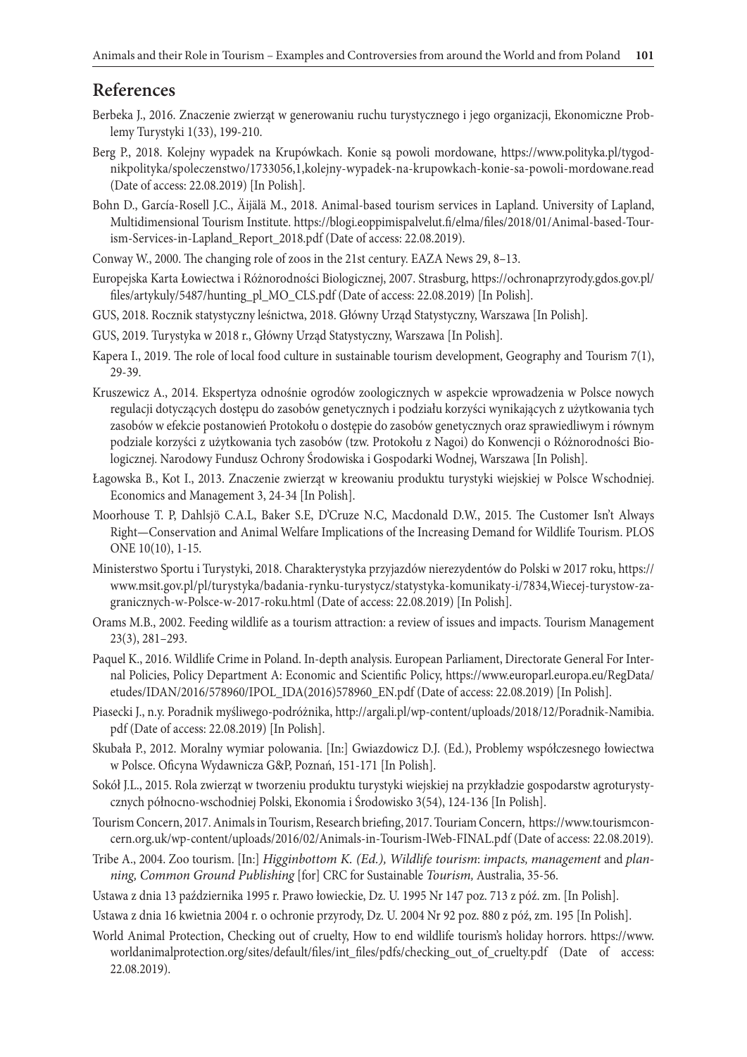## References

Berbeka J., 2016. Znaczenie zwierząt w generowaniu ruchu turystycznego i jego organizacji, Ekonomiczne Problemy Turystyki 1(33), 199-210.

Berg P., 2018. Kolejny wypadek na Krupówkach. Konie są powoli mordowane, https://www.polityka.pl/tygodnikpolityka/spoleczenstwo/1733056,1,kolejny-wypadek-na-krupowkach-konie-sa-powoli-mordowane.read (Date of access: 22.08.2019) [In Polish].

Bohn D., García-Rosell J.C., Äijälä M., 2018. Animal-based tourism services in Lapland. University of Lapland, Multidimensional Tourism Institute. https://blogi.eoppimispalvelut.fi/elma/files/2018/01/Animal-based-Tourism-Services-in-Lapland_Report_2018.pdf (Date of access: 22.08.2019).

Conway W., 2000. The changing role of zoos in the 21st century. EAZA News 29, 8–13.

Europejska Karta Łowiectwa i Różnorodności Biologicznej, 2007. Strasburg, https://ochronaprzyrody.gdos.gov.pl/files/artykuly/5487/hunting_pl_MO_CLS.pdf (Date of access: 22.08.2019) [In Polish].

GUS, 2018. Rocznik statystyczny leśnictwa, 2018. Główny Urząd Statystyczny, Warszawa [In Polish].

GUS, 2019. Turystyka w 2018 r., Główny Urząd Statystyczny, Warszawa [In Polish].

Kapera I., 2019. The role of local food culture in sustainable tourism development, Geography and Tourism 7(1), 29-39.

Kruszewicz A., 2014. Ekspertyza odnośnie ogrodów zoologicznych w aspekcie wprowadzenia w Polsce nowych regulacji dotyczących dostępu do zasobów genetycznych i podziału korzyści wynikających z użytkowania tych zasobów w efekcie postanowień Protokołu o dostępie do zasobów genetycznych oraz sprawiedliwym i równym podziale korzyści z użytkowania tych zasobów (tzw. Protokołu z Nagoi) do Konwencji o Różnorodności Biologicznej. Narodowy Fundusz Ochrony Środowiska i Gospodarki Wodnej, Warszawa [In Polish].

Łagowska B., Kot I., 2013. Znaczenie zwierząt w kreowaniu produktu turystyki wiejskiej w Polsce Wschodniej. Economics and Management 3, 24-34 [In Polish].

Moorhouse T. P, Dahlsjö C.A.L, Baker S.E, D'Cruze N.C, Macdonald D.W., 2015. The Customer Isn't Always Right—Conservation and Animal Welfare Implications of the Increasing Demand for Wildlife Tourism. PLOS ONE 10(10), 1-15.

Ministerstwo Sportu i Turystyki, 2018. Charakterystyka przyjazdów nierezydentów do Polski w 2017 roku, https://www.msit.gov.pl/pl/turystyka/badania-rynku-turystycz/statystyka-komunikaty-i/7834,Wiecej-turystow-zagranicznych-w-Polsce-w-2017-roku.html (Date of access: 22.08.2019) [In Polish].

Orams M.B., 2002. Feeding wildlife as a tourism attraction: a review of issues and impacts. Tourism Management 23(3), 281–293.

Paquel K., 2016. Wildlife Crime in Poland. In-depth analysis. European Parliament, Directorate General For Internal Policies, Policy Department A: Economic and Scientific Policy, https://www.europarl.europa.eu/RegData/etudes/IDAN/2016/578960/IPOL_IDA(2016)578960_EN.pdf (Date of access: 22.08.2019) [In Polish].

Piasecki J., n.y. Poradnik myśliwego-podróżnika, http://argali.pl/wp-content/uploads/2018/12/Poradnik-Namibia.pdf (Date of access: 22.08.2019) [In Polish].

Skubała P., 2012. Moralny wymiar polowania. [In:] Gwiazdowicz D.J. (Ed.), Problemy współczesnego łowiectwa w Polsce. Oficyna Wydawnicza G&P, Poznań, 151-171 [In Polish].

Sokół J.L., 2015. Rola zwierząt w tworzeniu produktu turystyki wiejskiej na przykładzie gospodarstw agroturystycznych północno-wschodniej Polski, Ekonomia i Środowisko 3(54), 124-136 [In Polish].

Tourism Concern, 2017. Animals in Tourism, Research briefing, 2017. Touriam Concern, https://www.tourismconcern.org.uk/wp-content/uploads/2016/02/Animals-in-Tourism-lWeb-FINAL.pdf (Date of access: 22.08.2019).

Tribe A., 2004. Zoo tourism. [In:] *Higginbottom K. (Ed.), Wildlife tourism*: *impacts, management* and *planning, Common Ground Publishing* [for] CRC for Sustainable *Tourism,* Australia, 35-56.

Ustawa z dnia 13 października 1995 r. Prawo łowieckie, Dz. U. 1995 Nr 147 poz. 713 z póź. zm. [In Polish].

Ustawa z dnia 16 kwietnia 2004 r. o ochronie przyrody, Dz. U. 2004 Nr 92 poz. 880 z póź, zm. 195 [In Polish].

World Animal Protection, Checking out of cruelty, How to end wildlife tourism's holiday horrors. https://www.worldanimalprotection.org/sites/default/files/int_files/pdfs/checking_out_of_cruelty.pdf (Date of access: 22.08.2019).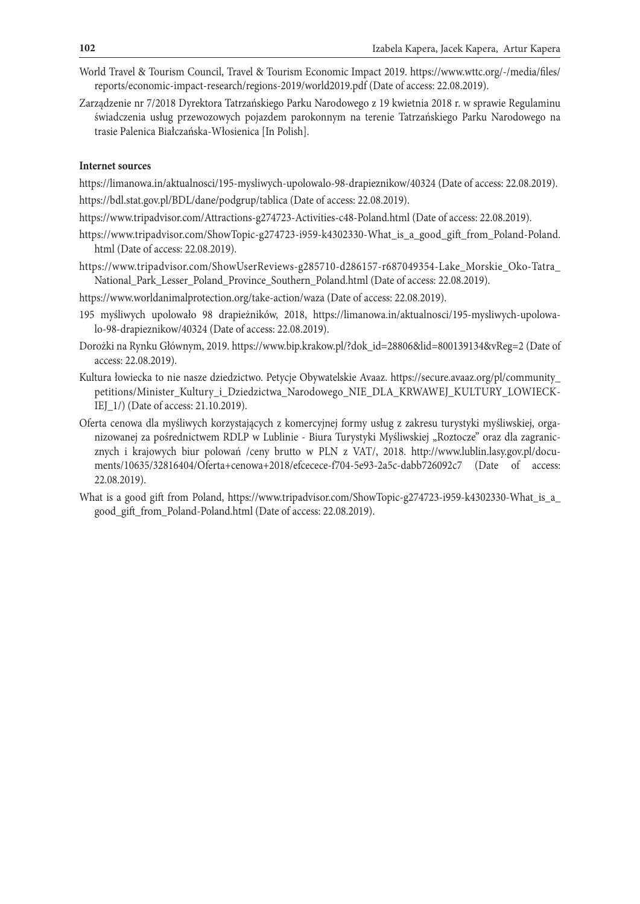World Travel & Tourism Council, Travel & Tourism Economic Impact 2019. https://www.wttc.org/-/media/files/reports/economic-impact-research/regions-2019/world2019.pdf (Date of access: 22.08.2019).

Zarządzenie nr 7/2018 Dyrektora Tatrzańskiego Parku Narodowego z 19 kwietnia 2018 r. w sprawie Regulaminu świadczenia usług przewozowych pojazdem parokonnym na terenie Tatrzańskiego Parku Narodowego na trasie Palenica Białczańska-Włosienica [In Polish].

**Internet sources**

https://limanowa.in/aktualnosci/195-mysliwych-upolowalo-98-drapieznikow/40324 (Date of access: 22.08.2019).

https://bdl.stat.gov.pl/BDL/dane/podgrup/tablica (Date of access: 22.08.2019).

https://www.tripadvisor.com/Attractions-g274723-Activities-c48-Poland.html (Date of access: 22.08.2019).

https://www.tripadvisor.com/ShowTopic-g274723-i959-k4302330-What_is_a_good_gift_from_Poland-Poland.html (Date of access: 22.08.2019).

https://www.tripadvisor.com/ShowUserReviews-g285710-d286157-r687049354-Lake_Morskie_Oko-Tatra_National_Park_Lesser_Poland_Province_Southern_Poland.html (Date of access: 22.08.2019).

https://www.worldanimalprotection.org/take-action/waza (Date of access: 22.08.2019).

195 myśliwych upolowało 98 drapieżników, 2018, https://limanowa.in/aktualnosci/195-mysliwych-upolowalo-98-drapieznikow/40324 (Date of access: 22.08.2019).

Dorożki na Rynku Głównym, 2019. https://www.bip.krakow.pl/?dok_id=28806&lid=800139134&vReg=2 (Date of access: 22.08.2019).

Kultura łowiecka to nie nasze dziedzictwo. Petycje Obywatelskie Avaaz. https://secure.avaaz.org/pl/community_petitions/Minister_Kultury_i_Dziedzictwa_Narodowego_NIE_DLA_KRWAWEJ_KULTURY_LOWIECKIEJ_1/) (Date of access: 21.10.2019).

Oferta cenowa dla myśliwych korzystających z komercyjnej formy usług z zakresu turystyki myśliwskiej, organizowanej za pośrednictwem RDLP w Lublinie - Biura Turystyki Myśliwskiej „Roztocze" oraz dla zagranicznych i krajowych biur polowań /ceny brutto w PLN z VAT/, 2018. http://www.lublin.lasy.gov.pl/documents/10635/32816404/Oferta+cenowa+2018/efcecece-f704-5e93-2a5c-dabb726092c7 (Date of access: 22.08.2019).

What is a good gift from Poland, https://www.tripadvisor.com/ShowTopic-g274723-i959-k4302330-What_is_a_good_gift_from_Poland-Poland.html (Date of access: 22.08.2019).